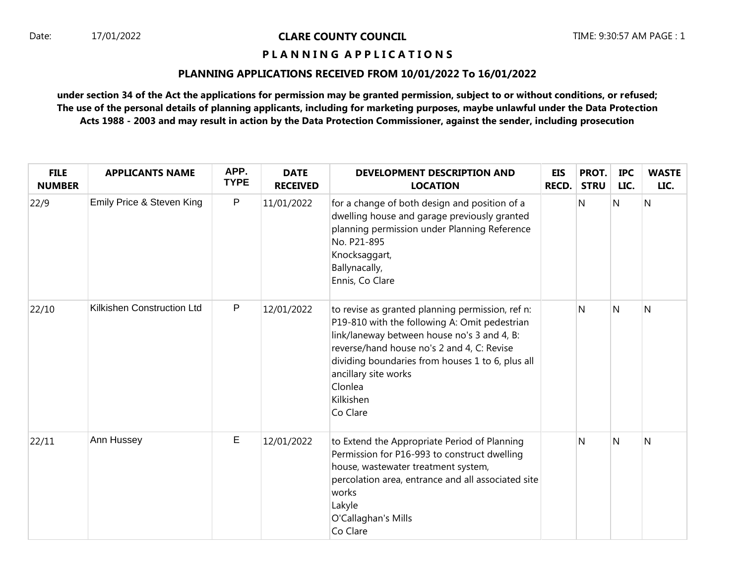Date: 17/01/2022

# CLARE COUNTY COUNCIL

## P L A N N I N G A P P L I C A T I O N S

### PLANNING APPLICATIONS RECEIVED FROM 10/01/2022 To 16/01/2022

**under section 34 of the Act the applications for permission may be granted permission, subject to or without conditions, or refused; The use of the personal details of planning applicants, including for marketing purposes, maybe unlawful under the Data Protection Acts 1988 - 2003 and may result in action by the Data Protection Commissioner, against the sender, including prosecution**

| FILE NUMBER | APPLICANTS NAME | APP. TYPE | DATE RECEIVED | DEVELOPMENT DESCRIPTION AND LOCATION | EIS RECD. | PROT. STRU | IPC LIC. | WASTE LIC. |
|---|---|---|---|---|---|---|---|---|
| 22/9 | Emily Price & Steven King | P | 11/01/2022 | for a change of both design and position of a dwelling house and garage previously granted planning permission under Planning Reference No. P21-895<br>Knocksaggart,<br>Ballynacally,<br>Ennis, Co Clare | | N | N | N |
| 22/10 | Kilkishen Construction Ltd | P | 12/01/2022 | to revise as granted planning permission, ref n: P19-810 with the following A: Omit pedestrian link/laneway between house no's 3 and 4, B: reverse/hand house no's 2 and 4, C: Revise dividing boundaries from houses 1 to 6, plus all ancillary site works<br>Clonlea<br>Kilkishen<br>Co Clare | | N | N | N |
| 22/11 | Ann Hussey | E | 12/01/2022 | to Extend the Appropriate Period of Planning Permission for P16-993 to construct dwelling house, wastewater treatment system, percolation area, entrance and all associated site works<br>Lakyle<br>O'Callaghan's Mills<br>Co Clare | | N | N | N |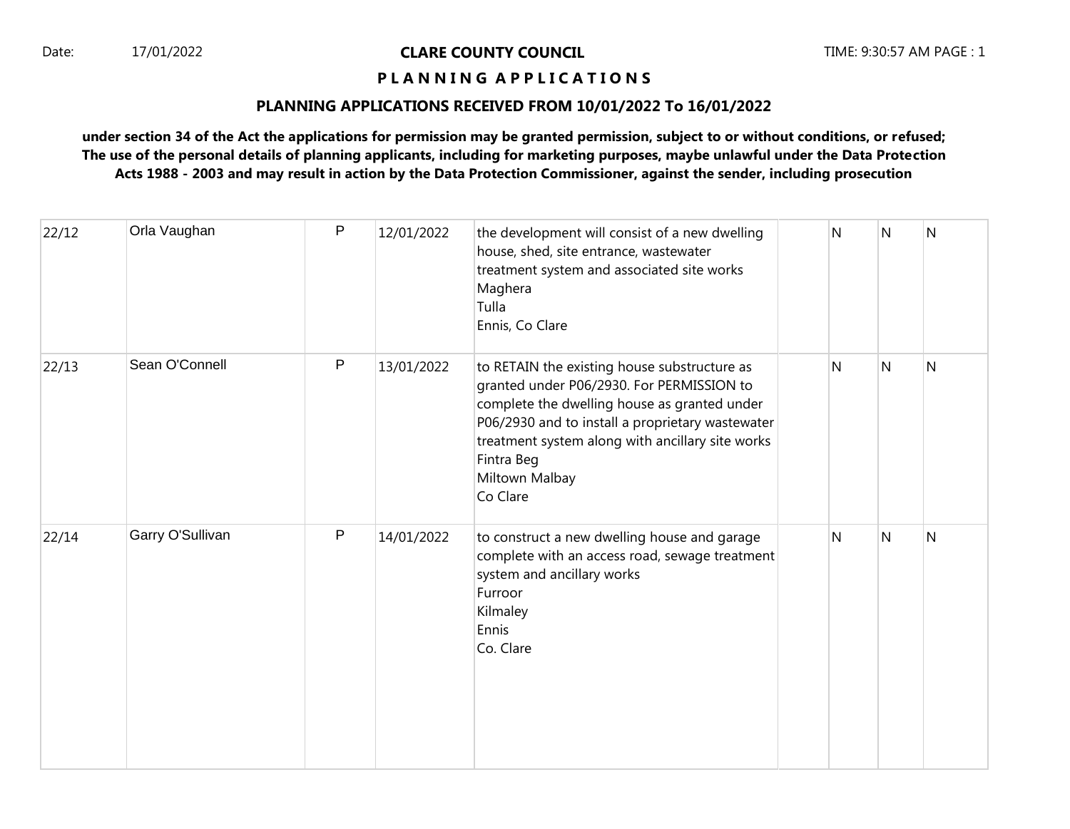**CLARE COUNTY COUNCIL**

**P L A N N I N G A P P L I C A T I O N S**

**PLANNING APPLICATIONS RECEIVED FROM 10/01/2022 To 16/01/2022**

**under section 34 of the Act the applications for permission may be granted permission, subject to or without conditions, or refused; The use of the personal details of planning applicants, including for marketing purposes, maybe unlawful under the Data Protection Acts 1988 - 2003 and may result in action by the Data Protection Commissioner, against the sender, including prosecution**

| | | | | | | | | |
|---|---|---|---|---|---|---|---|---|
| 22/12 | Orla Vaughan | P | 12/01/2022 | the development will consist of a new dwelling house, shed, site entrance, wastewater treatment system and associated site works<br>Maghera<br>Tulla<br>Ennis, Co Clare | | N | N | N |
| 22/13 | Sean O'Connell | P | 13/01/2022 | to RETAIN the existing house substructure as granted under P06/2930. For PERMISSION to complete the dwelling house as granted under P06/2930 and to install a proprietary wastewater treatment system along with ancillary site works<br>Fintra Beg<br>Miltown Malbay<br>Co Clare | | N | N | N |
| 22/14 | Garry O'Sullivan | P | 14/01/2022 | to construct a new dwelling house and garage complete with an access road, sewage treatment system and ancillary works<br>Furroor<br>Kilmaley<br>Ennis<br>Co. Clare | | N | N | N |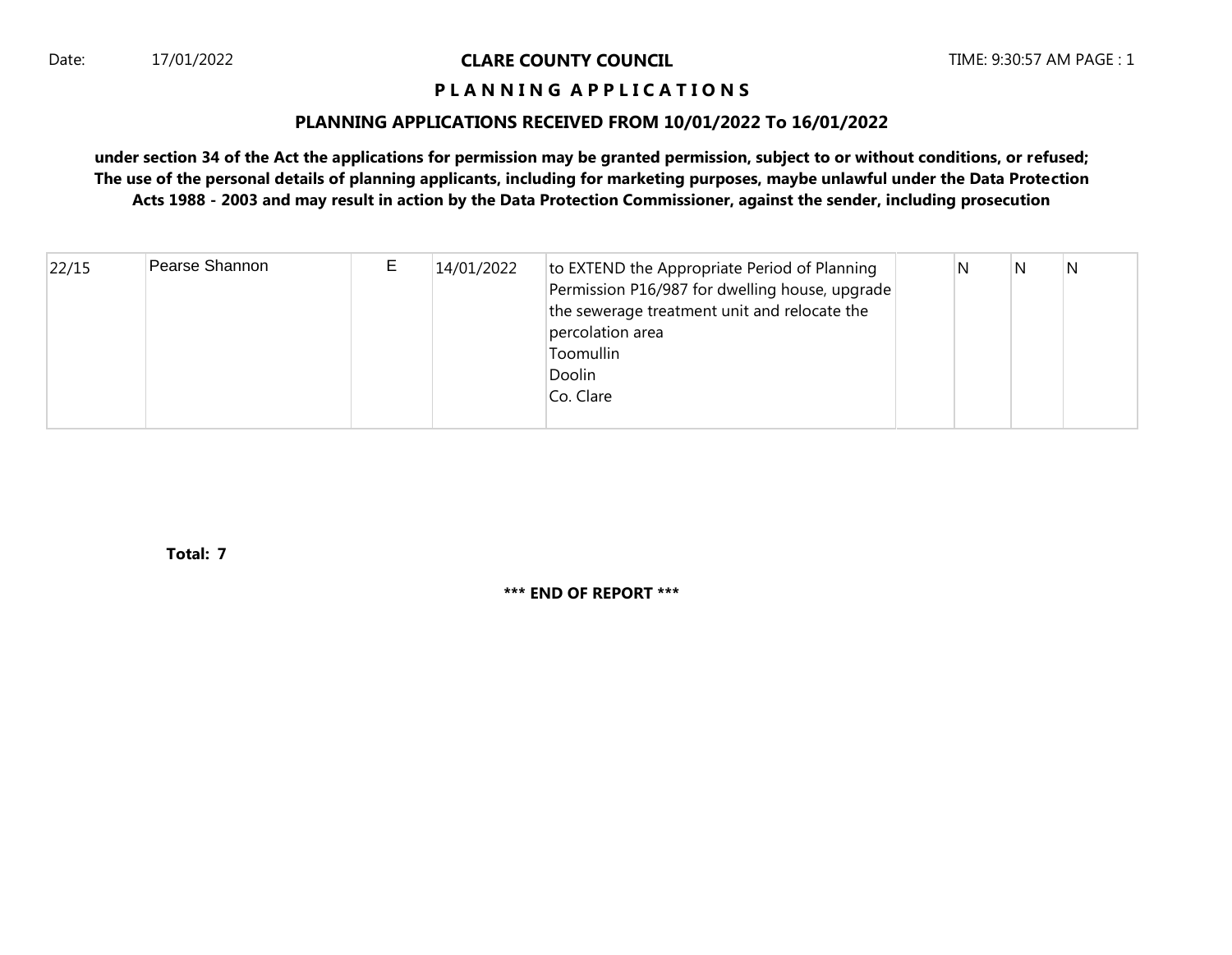Date: 17/01/2022

**CLARE COUNTY COUNCIL**

TIME: 9:30:57 AM PAGE : 1

**P L A N N I N G A P P L I C A T I O N S**

**PLANNING APPLICATIONS RECEIVED FROM 10/01/2022 To 16/01/2022**

**under section 34 of the Act the applications for permission may be granted permission, subject to or without conditions, or refused; The use of the personal details of planning applicants, including for marketing purposes, maybe unlawful under the Data Protection Acts 1988 - 2003 and may result in action by the Data Protection Commissioner, against the sender, including prosecution**

| | | | | | | | | |
|---|---|---|---|---|---|---|---|---|
| 22/15 | Pearse Shannon | E | 14/01/2022 | to EXTEND the Appropriate Period of Planning Permission P16/987 for dwelling house, upgrade the sewerage treatment unit and relocate the percolation area<br>Toomullin<br>Doolin<br>Co. Clare | | N | N | N |

**Total: 7**

**\*\*\* END OF REPORT \*\*\***